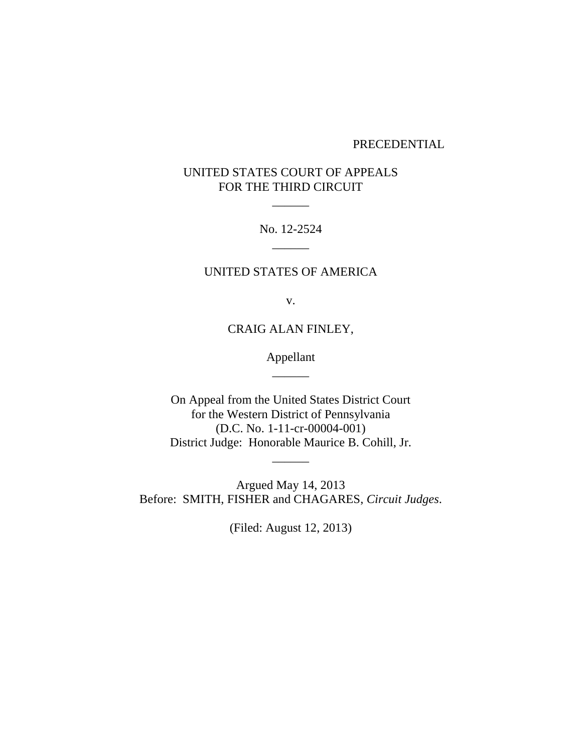PRECEDENTIAL

UNITED STATES COURT OF APPEALS
FOR THE THIRD CIRCUIT

\_\_\_\_\_\_

No. 12-2524

\_\_\_\_\_\_

UNITED STATES OF AMERICA

v.

CRAIG ALAN FINLEY,

Appellant

\_\_\_\_\_\_

On Appeal from the United States District Court
for the Western District of Pennsylvania
(D.C. No. 1-11-cr-00004-001)
District Judge: Honorable Maurice B. Cohill, Jr.

\_\_\_\_\_\_

Argued May 14, 2013
Before: SMITH, FISHER and CHAGARES, *Circuit Judges*.

(Filed: August 12, 2013)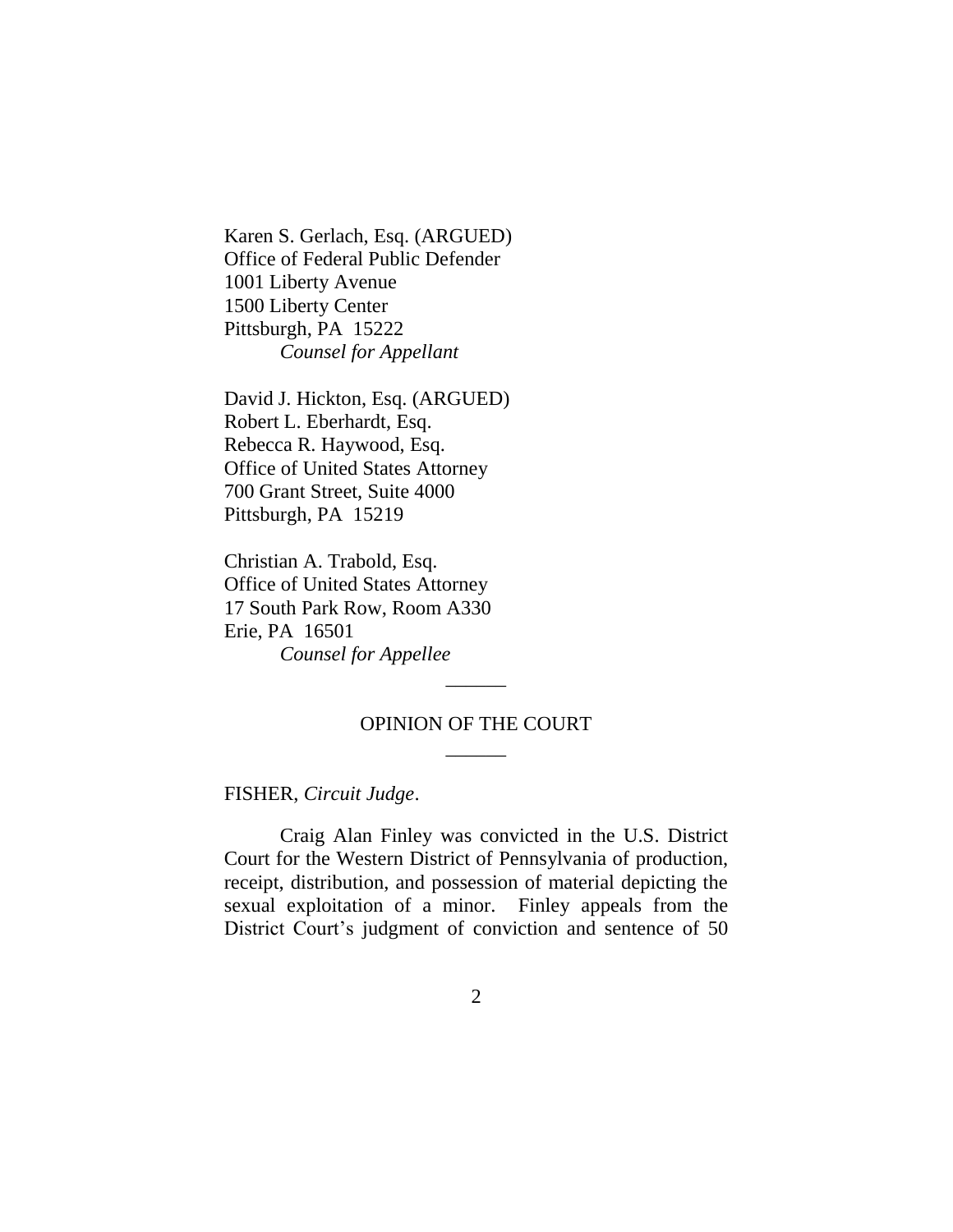Karen S. Gerlach, Esq. (ARGUED)
Office of Federal Public Defender
1001 Liberty Avenue
1500 Liberty Center
Pittsburgh, PA 15222
*Counsel for Appellant*

David J. Hickton, Esq. (ARGUED)
Robert L. Eberhardt, Esq.
Rebecca R. Haywood, Esq.
Office of United States Attorney
700 Grant Street, Suite 4000
Pittsburgh, PA 15219

Christian A. Trabold, Esq.
Office of United States Attorney
17 South Park Row, Room A330
Erie, PA 16501
*Counsel for Appellee*

______

OPINION OF THE COURT

______

FISHER, *Circuit Judge*.

Craig Alan Finley was convicted in the U.S. District Court for the Western District of Pennsylvania of production, receipt, distribution, and possession of material depicting the sexual exploitation of a minor. Finley appeals from the District Court's judgment of conviction and sentence of 50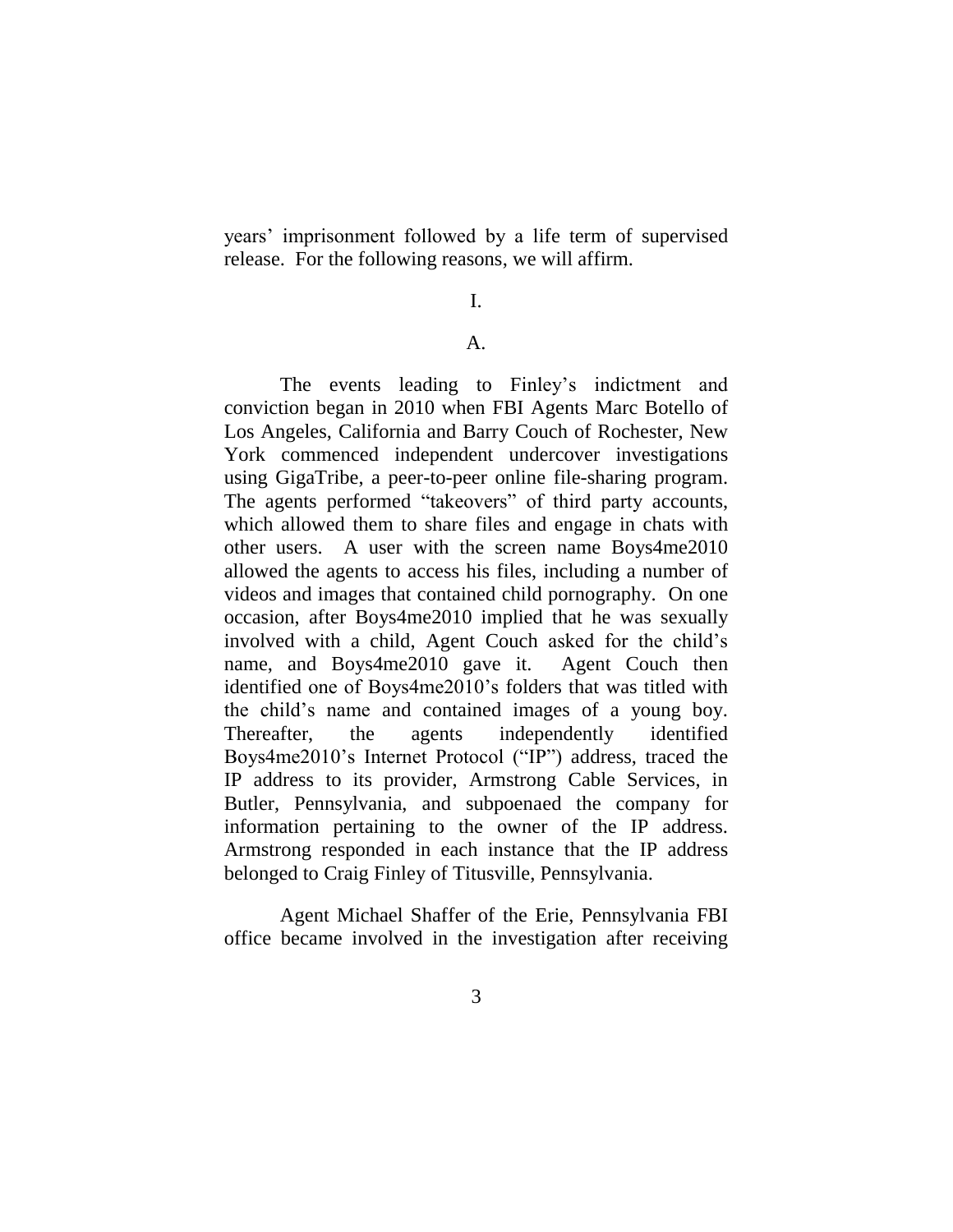years' imprisonment followed by a life term of supervised release. For the following reasons, we will affirm.

# I.

## A.

The events leading to Finley's indictment and conviction began in 2010 when FBI Agents Marc Botello of Los Angeles, California and Barry Couch of Rochester, New York commenced independent undercover investigations using GigaTribe, a peer-to-peer online file-sharing program. The agents performed "takeovers" of third party accounts, which allowed them to share files and engage in chats with other users. A user with the screen name Boys4me2010 allowed the agents to access his files, including a number of videos and images that contained child pornography. On one occasion, after Boys4me2010 implied that he was sexually involved with a child, Agent Couch asked for the child's name, and Boys4me2010 gave it. Agent Couch then identified one of Boys4me2010's folders that was titled with the child's name and contained images of a young boy. Thereafter, the agents independently identified Boys4me2010's Internet Protocol ("IP") address, traced the IP address to its provider, Armstrong Cable Services, in Butler, Pennsylvania, and subpoenaed the company for information pertaining to the owner of the IP address. Armstrong responded in each instance that the IP address belonged to Craig Finley of Titusville, Pennsylvania.

Agent Michael Shaffer of the Erie, Pennsylvania FBI office became involved in the investigation after receiving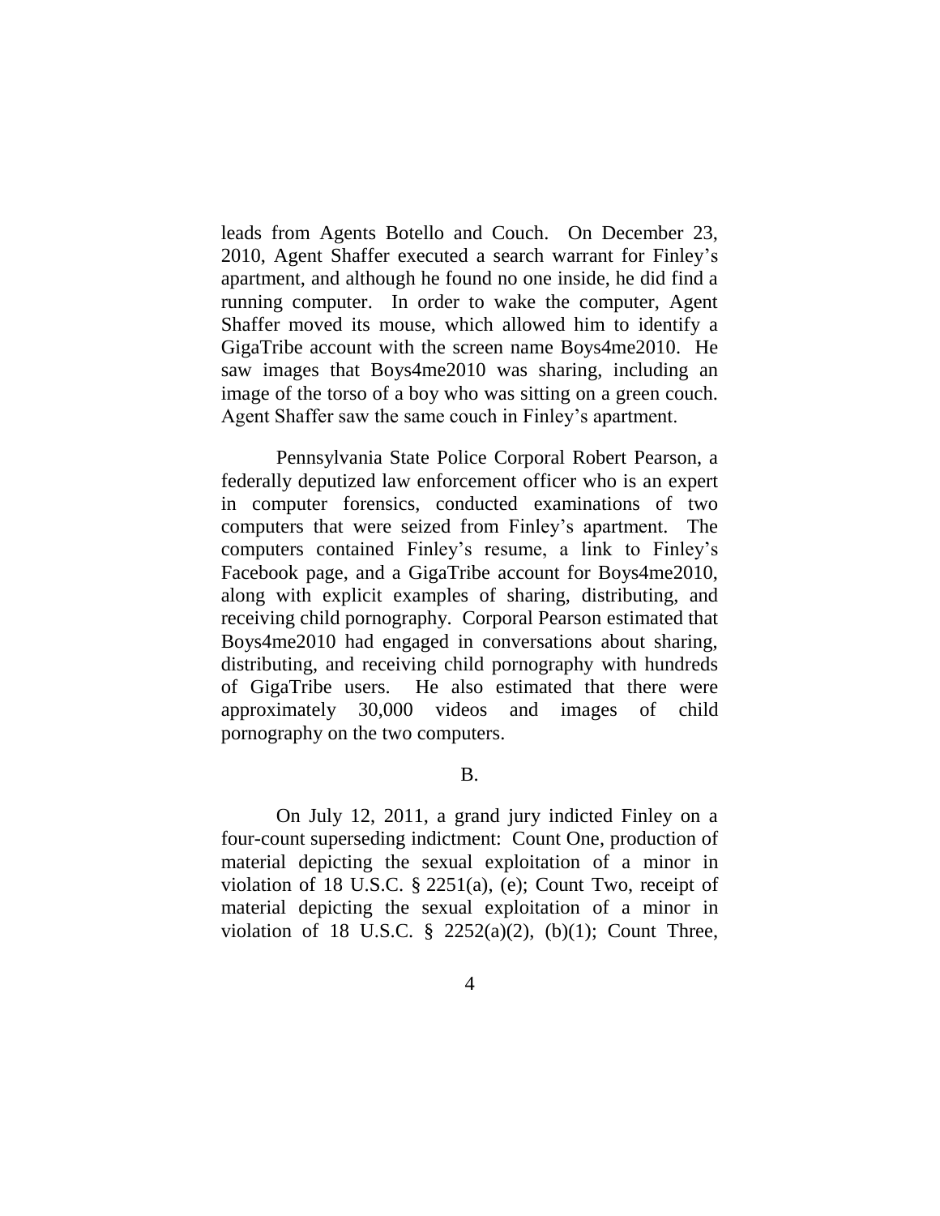leads from Agents Botello and Couch. On December 23, 2010, Agent Shaffer executed a search warrant for Finley's apartment, and although he found no one inside, he did find a running computer. In order to wake the computer, Agent Shaffer moved its mouse, which allowed him to identify a GigaTribe account with the screen name Boys4me2010. He saw images that Boys4me2010 was sharing, including an image of the torso of a boy who was sitting on a green couch. Agent Shaffer saw the same couch in Finley's apartment.

Pennsylvania State Police Corporal Robert Pearson, a federally deputized law enforcement officer who is an expert in computer forensics, conducted examinations of two computers that were seized from Finley's apartment. The computers contained Finley's resume, a link to Finley's Facebook page, and a GigaTribe account for Boys4me2010, along with explicit examples of sharing, distributing, and receiving child pornography. Corporal Pearson estimated that Boys4me2010 had engaged in conversations about sharing, distributing, and receiving child pornography with hundreds of GigaTribe users. He also estimated that there were approximately 30,000 videos and images of child pornography on the two computers.

B.

On July 12, 2011, a grand jury indicted Finley on a four-count superseding indictment: Count One, production of material depicting the sexual exploitation of a minor in violation of 18 U.S.C. § 2251(a), (e); Count Two, receipt of material depicting the sexual exploitation of a minor in violation of 18 U.S.C. § 2252(a)(2), (b)(1); Count Three,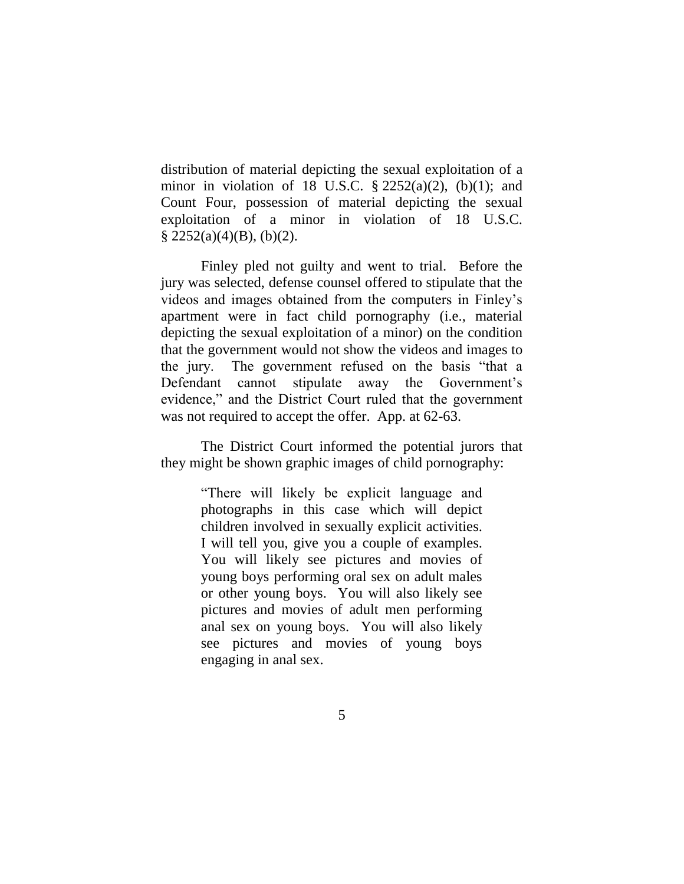distribution of material depicting the sexual exploitation of a minor in violation of 18 U.S.C. § 2252(a)(2), (b)(1); and Count Four, possession of material depicting the sexual exploitation of a minor in violation of 18 U.S.C. § 2252(a)(4)(B), (b)(2).

Finley pled not guilty and went to trial. Before the jury was selected, defense counsel offered to stipulate that the videos and images obtained from the computers in Finley's apartment were in fact child pornography (i.e., material depicting the sexual exploitation of a minor) on the condition that the government would not show the videos and images to the jury. The government refused on the basis "that a Defendant cannot stipulate away the Government's evidence," and the District Court ruled that the government was not required to accept the offer. App. at 62-63.

The District Court informed the potential jurors that they might be shown graphic images of child pornography:

> "There will likely be explicit language and photographs in this case which will depict children involved in sexually explicit activities. I will tell you, give you a couple of examples. You will likely see pictures and movies of young boys performing oral sex on adult males or other young boys. You will also likely see pictures and movies of adult men performing anal sex on young boys. You will also likely see pictures and movies of young boys engaging in anal sex.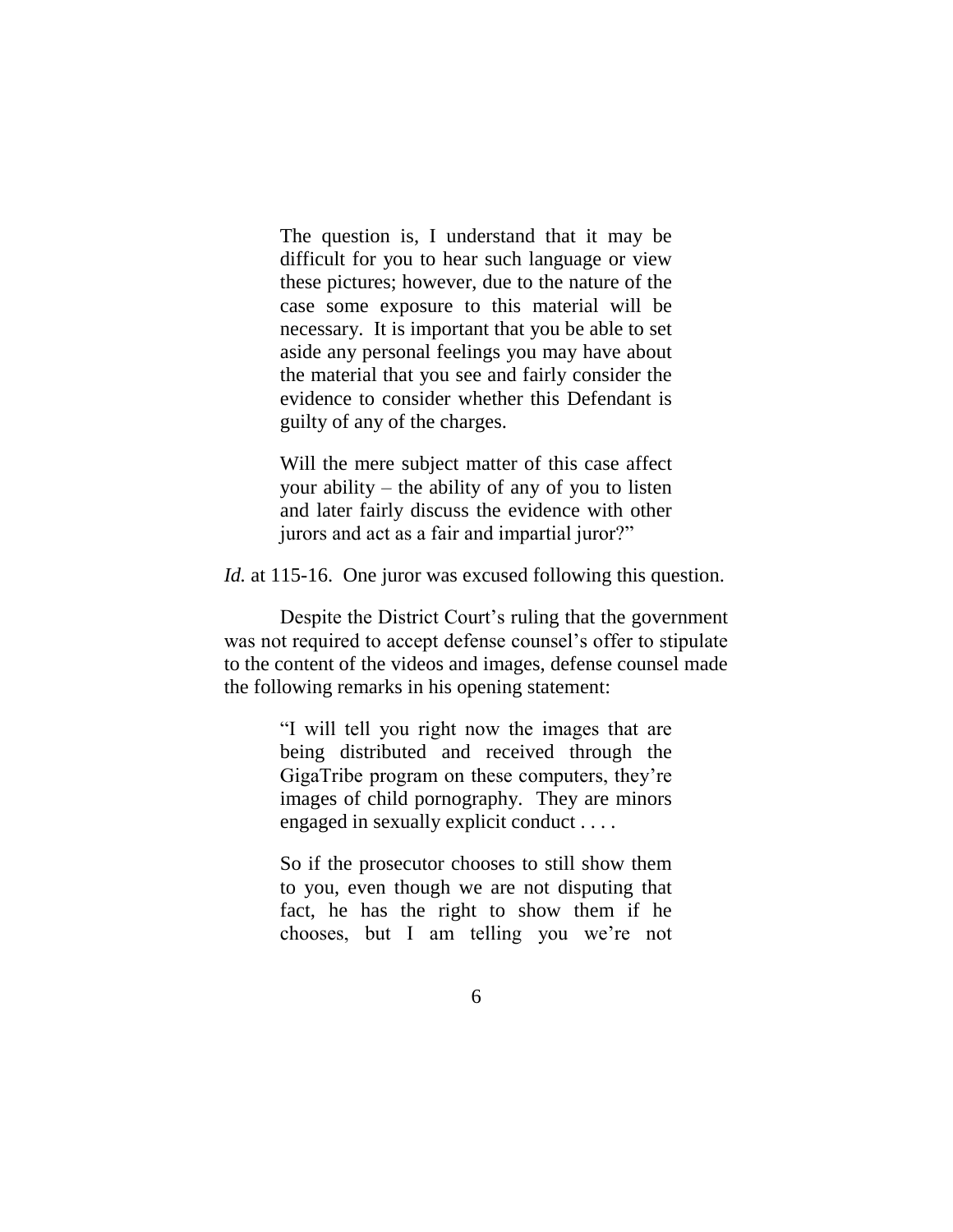> The question is, I understand that it may be difficult for you to hear such language or view these pictures; however, due to the nature of the case some exposure to this material will be necessary. It is important that you be able to set aside any personal feelings you may have about the material that you see and fairly consider the evidence to consider whether this Defendant is guilty of any of the charges.
>
> Will the mere subject matter of this case affect your ability – the ability of any of you to listen and later fairly discuss the evidence with other jurors and act as a fair and impartial juror?"

*Id.* at 115-16. One juror was excused following this question.

Despite the District Court's ruling that the government was not required to accept defense counsel's offer to stipulate to the content of the videos and images, defense counsel made the following remarks in his opening statement:

> "I will tell you right now the images that are being distributed and received through the GigaTribe program on these computers, they're images of child pornography. They are minors engaged in sexually explicit conduct . . . .
>
> So if the prosecutor chooses to still show them to you, even though we are not disputing that fact, he has the right to show them if he chooses, but I am telling you we're not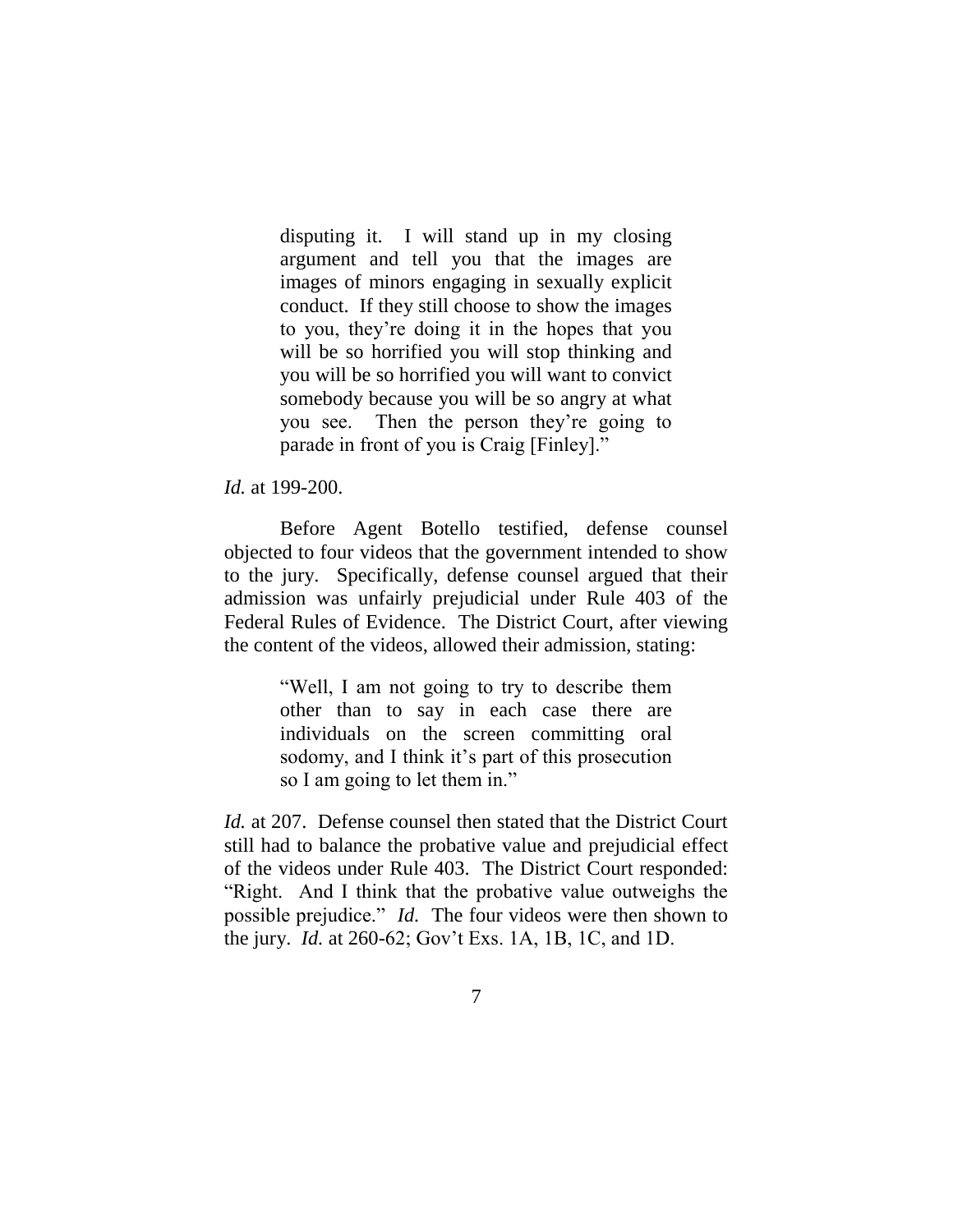> disputing it. I will stand up in my closing argument and tell you that the images are images of minors engaging in sexually explicit conduct. If they still choose to show the images to you, they're doing it in the hopes that you will be so horrified you will stop thinking and you will be so horrified you will want to convict somebody because you will be so angry at what you see. Then the person they're going to parade in front of you is Craig [Finley]."

*Id.* at 199-200.

Before Agent Botello testified, defense counsel objected to four videos that the government intended to show to the jury. Specifically, defense counsel argued that their admission was unfairly prejudicial under Rule 403 of the Federal Rules of Evidence. The District Court, after viewing the content of the videos, allowed their admission, stating:

> "Well, I am not going to try to describe them other than to say in each case there are individuals on the screen committing oral sodomy, and I think it's part of this prosecution so I am going to let them in."

*Id.* at 207. Defense counsel then stated that the District Court still had to balance the probative value and prejudicial effect of the videos under Rule 403. The District Court responded: "Right. And I think that the probative value outweighs the possible prejudice." *Id.* The four videos were then shown to the jury. *Id.* at 260-62; Gov't Exs. 1A, 1B, 1C, and 1D.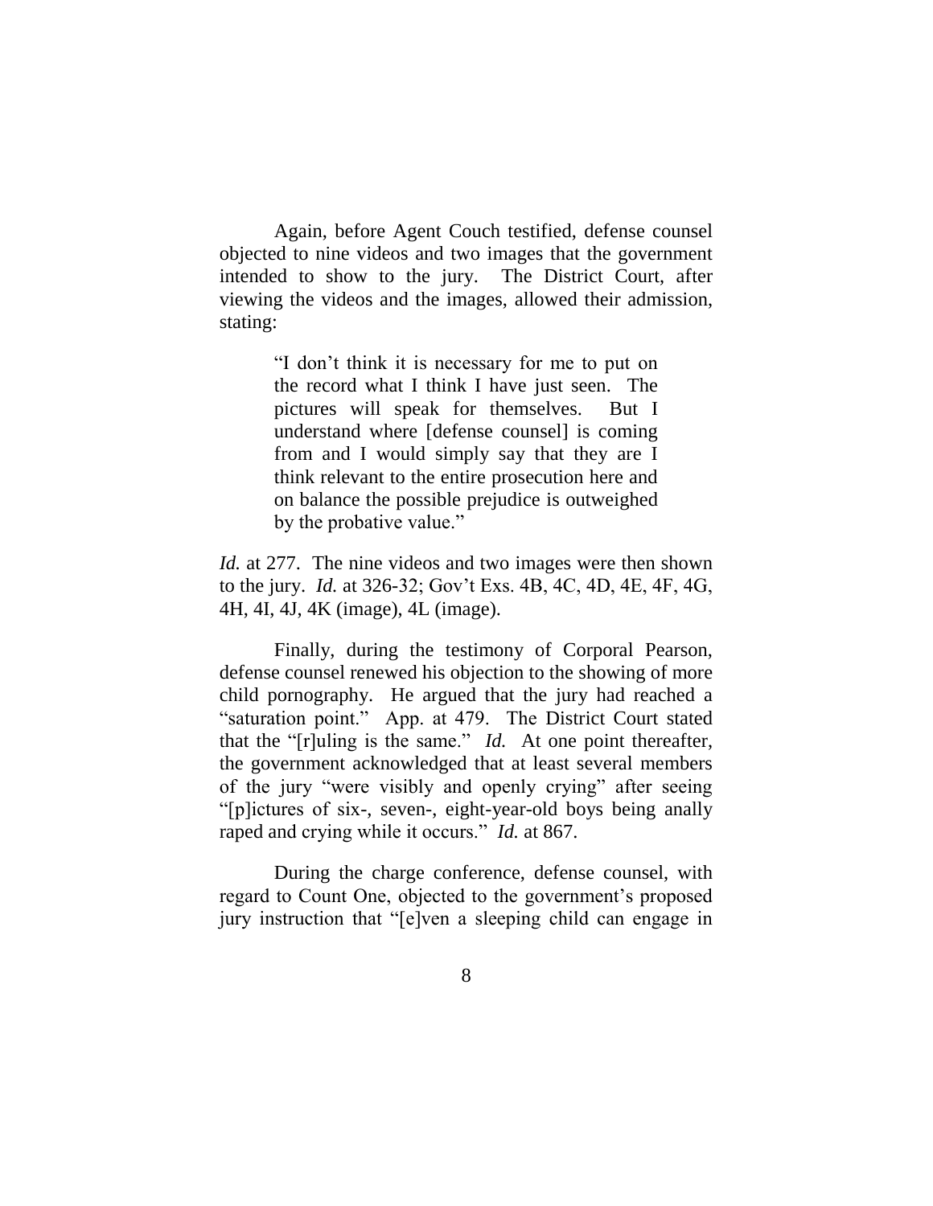Again, before Agent Couch testified, defense counsel objected to nine videos and two images that the government intended to show to the jury. The District Court, after viewing the videos and the images, allowed their admission, stating:

> "I don't think it is necessary for me to put on the record what I think I have just seen. The pictures will speak for themselves. But I understand where [defense counsel] is coming from and I would simply say that they are I think relevant to the entire prosecution here and on balance the possible prejudice is outweighed by the probative value."

*Id.* at 277. The nine videos and two images were then shown to the jury. *Id.* at 326-32; Gov't Exs. 4B, 4C, 4D, 4E, 4F, 4G, 4H, 4I, 4J, 4K (image), 4L (image).

Finally, during the testimony of Corporal Pearson, defense counsel renewed his objection to the showing of more child pornography. He argued that the jury had reached a "saturation point." App. at 479. The District Court stated that the "[r]uling is the same." *Id.* At one point thereafter, the government acknowledged that at least several members of the jury "were visibly and openly crying" after seeing "[p]ictures of six-, seven-, eight-year-old boys being anally raped and crying while it occurs." *Id.* at 867.

During the charge conference, defense counsel, with regard to Count One, objected to the government's proposed jury instruction that "[e]ven a sleeping child can engage in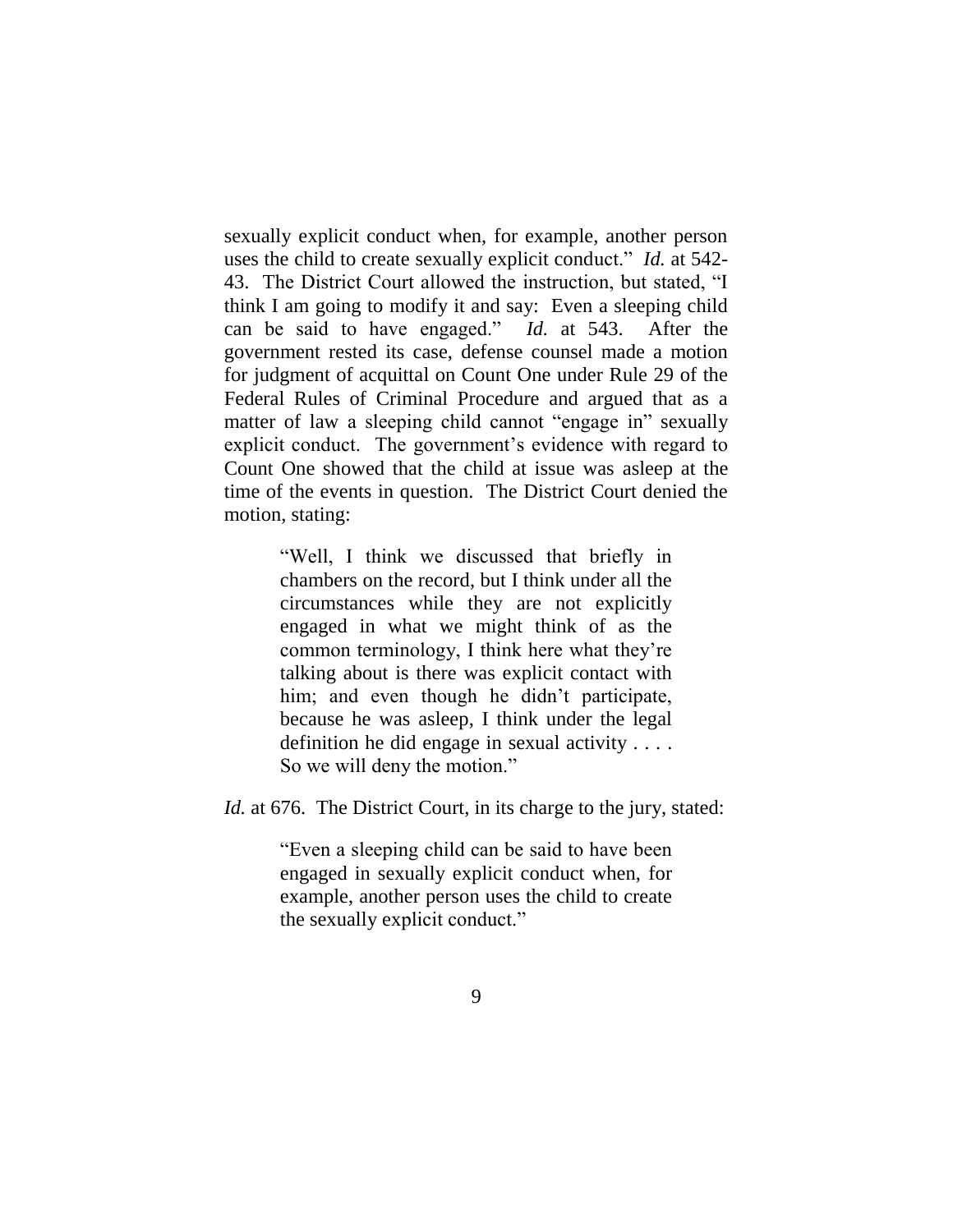sexually explicit conduct when, for example, another person uses the child to create sexually explicit conduct." *Id.* at 542-43. The District Court allowed the instruction, but stated, "I think I am going to modify it and say: Even a sleeping child can be said to have engaged." *Id.* at 543. After the government rested its case, defense counsel made a motion for judgment of acquittal on Count One under Rule 29 of the Federal Rules of Criminal Procedure and argued that as a matter of law a sleeping child cannot "engage in" sexually explicit conduct. The government's evidence with regard to Count One showed that the child at issue was asleep at the time of the events in question. The District Court denied the motion, stating:

> "Well, I think we discussed that briefly in chambers on the record, but I think under all the circumstances while they are not explicitly engaged in what we might think of as the common terminology, I think here what they're talking about is there was explicit contact with him; and even though he didn't participate, because he was asleep, I think under the legal definition he did engage in sexual activity . . . . So we will deny the motion."

*Id.* at 676. The District Court, in its charge to the jury, stated:

> "Even a sleeping child can be said to have been engaged in sexually explicit conduct when, for example, another person uses the child to create the sexually explicit conduct."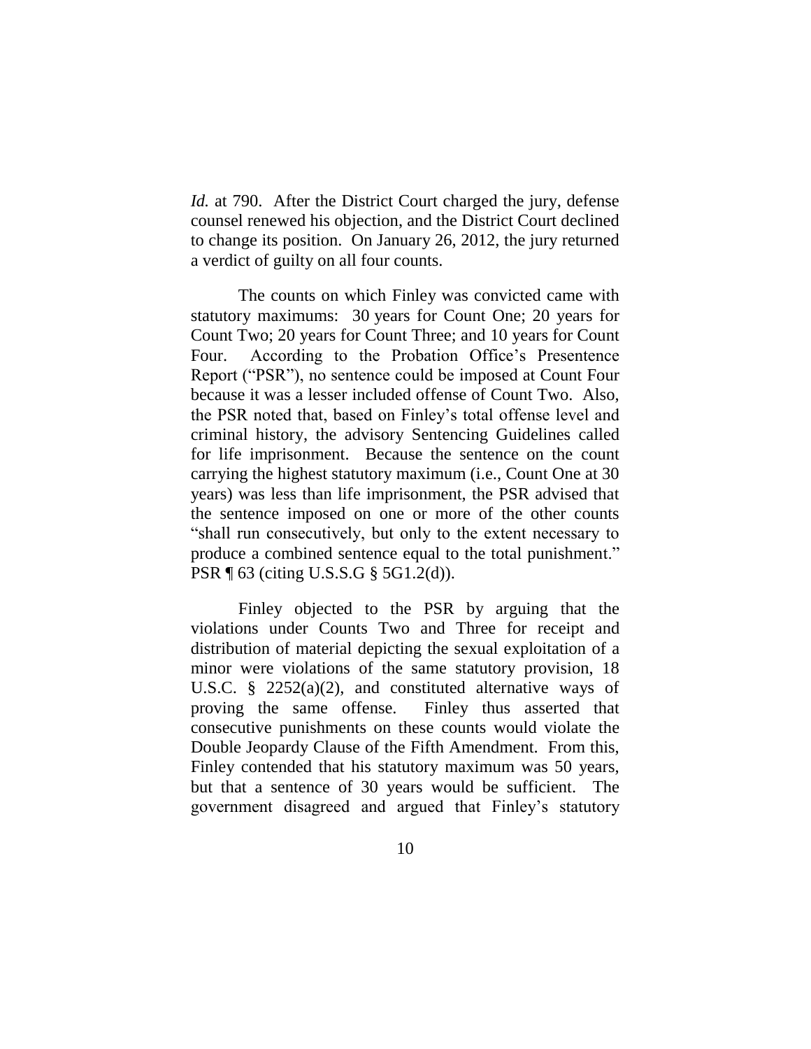*Id.* at 790. After the District Court charged the jury, defense counsel renewed his objection, and the District Court declined to change its position. On January 26, 2012, the jury returned a verdict of guilty on all four counts.

The counts on which Finley was convicted came with statutory maximums: 30 years for Count One; 20 years for Count Two; 20 years for Count Three; and 10 years for Count Four. According to the Probation Office's Presentence Report ("PSR"), no sentence could be imposed at Count Four because it was a lesser included offense of Count Two. Also, the PSR noted that, based on Finley's total offense level and criminal history, the advisory Sentencing Guidelines called for life imprisonment. Because the sentence on the count carrying the highest statutory maximum (i.e., Count One at 30 years) was less than life imprisonment, the PSR advised that the sentence imposed on one or more of the other counts "shall run consecutively, but only to the extent necessary to produce a combined sentence equal to the total punishment." PSR ¶ 63 (citing U.S.S.G § 5G1.2(d)).

Finley objected to the PSR by arguing that the violations under Counts Two and Three for receipt and distribution of material depicting the sexual exploitation of a minor were violations of the same statutory provision, 18 U.S.C. § 2252(a)(2), and constituted alternative ways of proving the same offense. Finley thus asserted that consecutive punishments on these counts would violate the Double Jeopardy Clause of the Fifth Amendment. From this, Finley contended that his statutory maximum was 50 years, but that a sentence of 30 years would be sufficient. The government disagreed and argued that Finley's statutory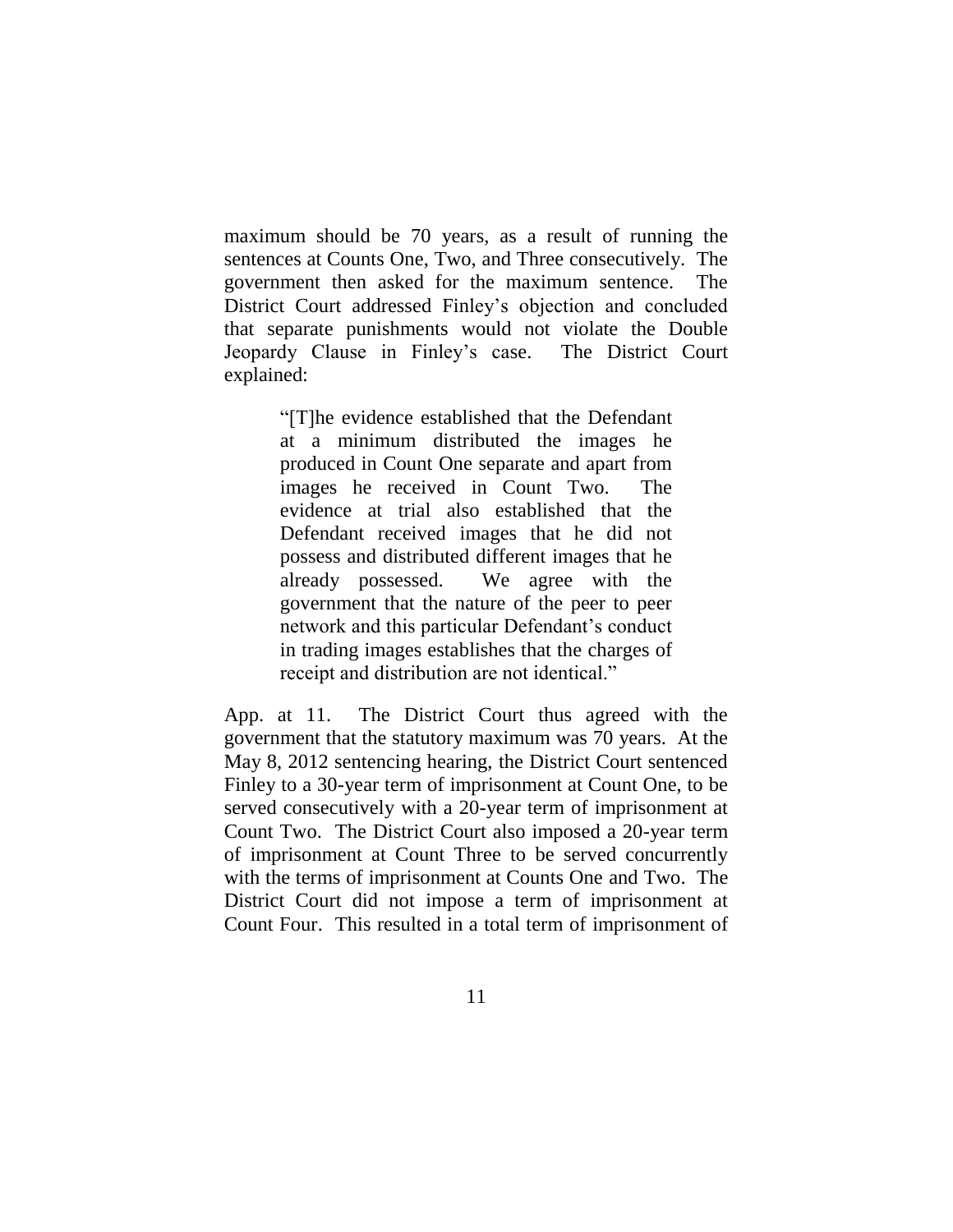maximum should be 70 years, as a result of running the sentences at Counts One, Two, and Three consecutively. The government then asked for the maximum sentence. The District Court addressed Finley's objection and concluded that separate punishments would not violate the Double Jeopardy Clause in Finley's case. The District Court explained:

> "[T]he evidence established that the Defendant at a minimum distributed the images he produced in Count One separate and apart from images he received in Count Two. The evidence at trial also established that the Defendant received images that he did not possess and distributed different images that he already possessed. We agree with the government that the nature of the peer to peer network and this particular Defendant's conduct in trading images establishes that the charges of receipt and distribution are not identical."

App. at 11. The District Court thus agreed with the government that the statutory maximum was 70 years. At the May 8, 2012 sentencing hearing, the District Court sentenced Finley to a 30-year term of imprisonment at Count One, to be served consecutively with a 20-year term of imprisonment at Count Two. The District Court also imposed a 20-year term of imprisonment at Count Three to be served concurrently with the terms of imprisonment at Counts One and Two. The District Court did not impose a term of imprisonment at Count Four. This resulted in a total term of imprisonment of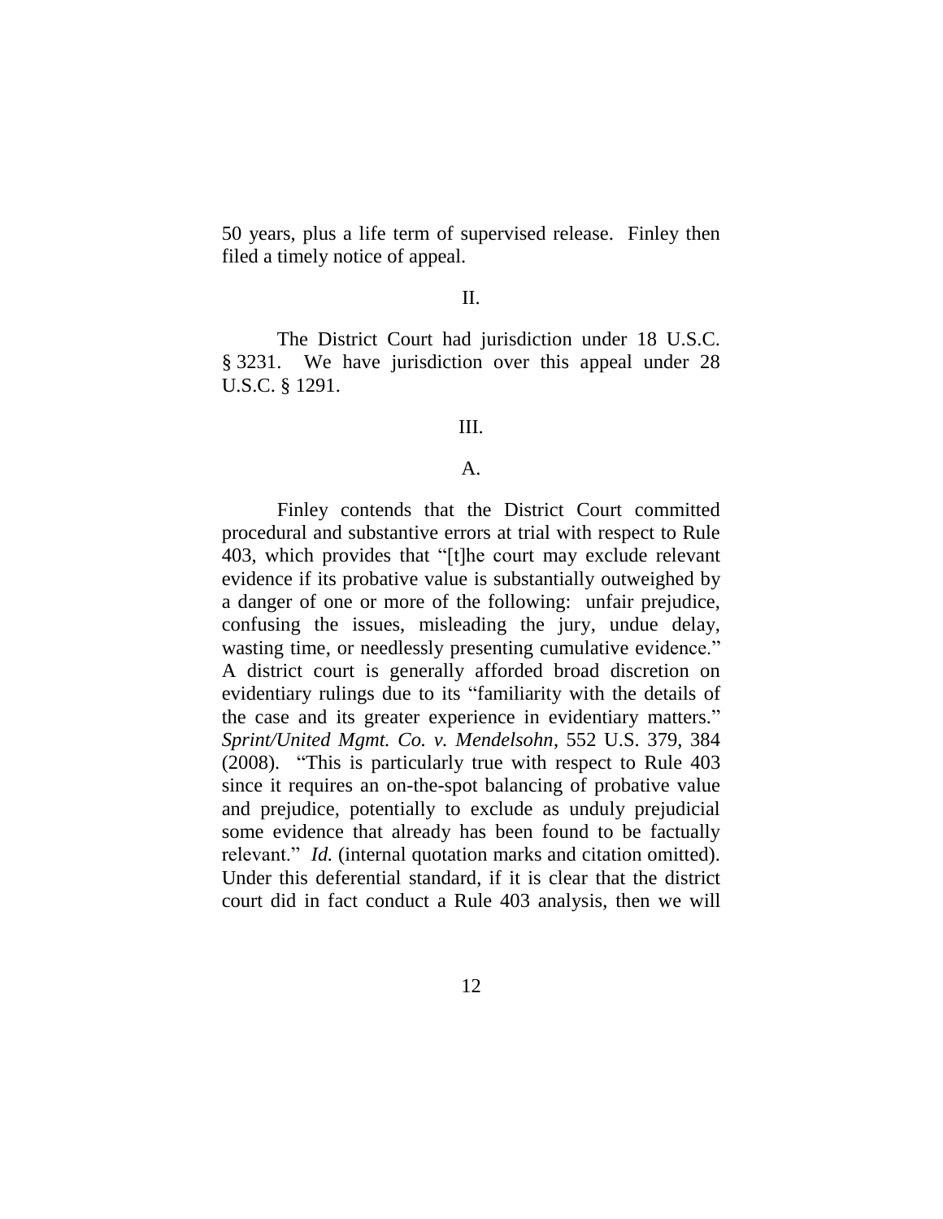50 years, plus a life term of supervised release. Finley then filed a timely notice of appeal.

II.

The District Court had jurisdiction under 18 U.S.C. § 3231. We have jurisdiction over this appeal under 28 U.S.C. § 1291.

III.

A.

Finley contends that the District Court committed procedural and substantive errors at trial with respect to Rule 403, which provides that "[t]he court may exclude relevant evidence if its probative value is substantially outweighed by a danger of one or more of the following: unfair prejudice, confusing the issues, misleading the jury, undue delay, wasting time, or needlessly presenting cumulative evidence." A district court is generally afforded broad discretion on evidentiary rulings due to its "familiarity with the details of the case and its greater experience in evidentiary matters." *Sprint/United Mgmt. Co. v. Mendelsohn*, 552 U.S. 379, 384 (2008). "This is particularly true with respect to Rule 403 since it requires an on-the-spot balancing of probative value and prejudice, potentially to exclude as unduly prejudicial some evidence that already has been found to be factually relevant." *Id.* (internal quotation marks and citation omitted). Under this deferential standard, if it is clear that the district court did in fact conduct a Rule 403 analysis, then we will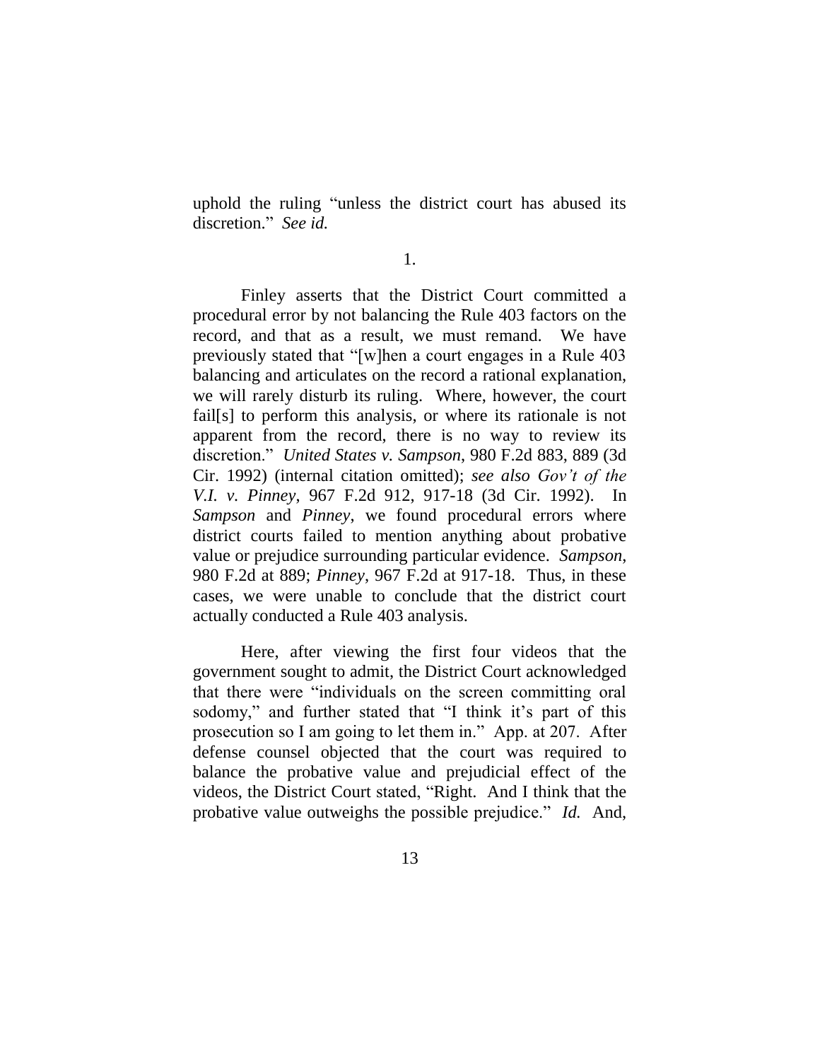uphold the ruling "unless the district court has abused its discretion." *See id.*

1.

Finley asserts that the District Court committed a procedural error by not balancing the Rule 403 factors on the record, and that as a result, we must remand. We have previously stated that "[w]hen a court engages in a Rule 403 balancing and articulates on the record a rational explanation, we will rarely disturb its ruling. Where, however, the court fail[s] to perform this analysis, or where its rationale is not apparent from the record, there is no way to review its discretion." *United States v. Sampson*, 980 F.2d 883, 889 (3d Cir. 1992) (internal citation omitted); *see also Gov't of the V.I. v. Pinney*, 967 F.2d 912, 917-18 (3d Cir. 1992). In *Sampson* and *Pinney*, we found procedural errors where district courts failed to mention anything about probative value or prejudice surrounding particular evidence. *Sampson*, 980 F.2d at 889; *Pinney*, 967 F.2d at 917-18. Thus, in these cases, we were unable to conclude that the district court actually conducted a Rule 403 analysis.

Here, after viewing the first four videos that the government sought to admit, the District Court acknowledged that there were "individuals on the screen committing oral sodomy," and further stated that "I think it's part of this prosecution so I am going to let them in." App. at 207. After defense counsel objected that the court was required to balance the probative value and prejudicial effect of the videos, the District Court stated, "Right. And I think that the probative value outweighs the possible prejudice." *Id.* And,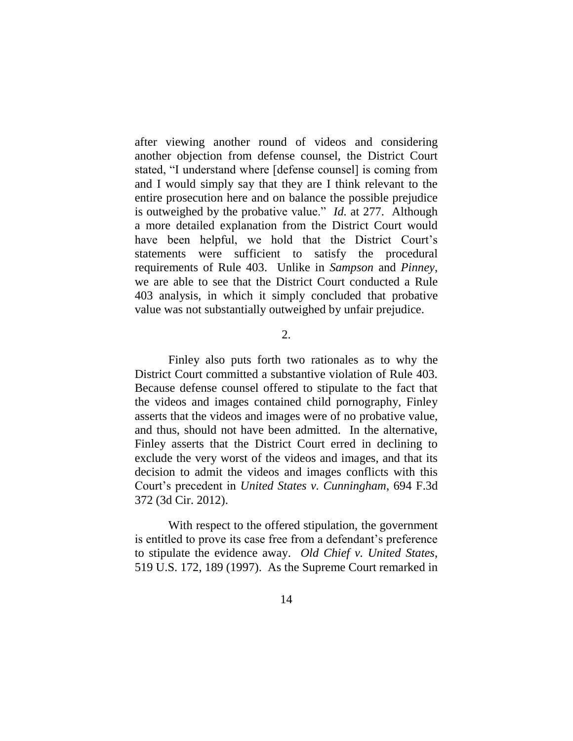after viewing another round of videos and considering another objection from defense counsel, the District Court stated, "I understand where [defense counsel] is coming from and I would simply say that they are I think relevant to the entire prosecution here and on balance the possible prejudice is outweighed by the probative value." *Id.* at 277. Although a more detailed explanation from the District Court would have been helpful, we hold that the District Court's statements were sufficient to satisfy the procedural requirements of Rule 403. Unlike in *Sampson* and *Pinney*, we are able to see that the District Court conducted a Rule 403 analysis, in which it simply concluded that probative value was not substantially outweighed by unfair prejudice.

2.

Finley also puts forth two rationales as to why the District Court committed a substantive violation of Rule 403. Because defense counsel offered to stipulate to the fact that the videos and images contained child pornography, Finley asserts that the videos and images were of no probative value, and thus, should not have been admitted. In the alternative, Finley asserts that the District Court erred in declining to exclude the very worst of the videos and images, and that its decision to admit the videos and images conflicts with this Court's precedent in *United States v. Cunningham*, 694 F.3d 372 (3d Cir. 2012).

With respect to the offered stipulation, the government is entitled to prove its case free from a defendant's preference to stipulate the evidence away. *Old Chief v. United States*, 519 U.S. 172, 189 (1997). As the Supreme Court remarked in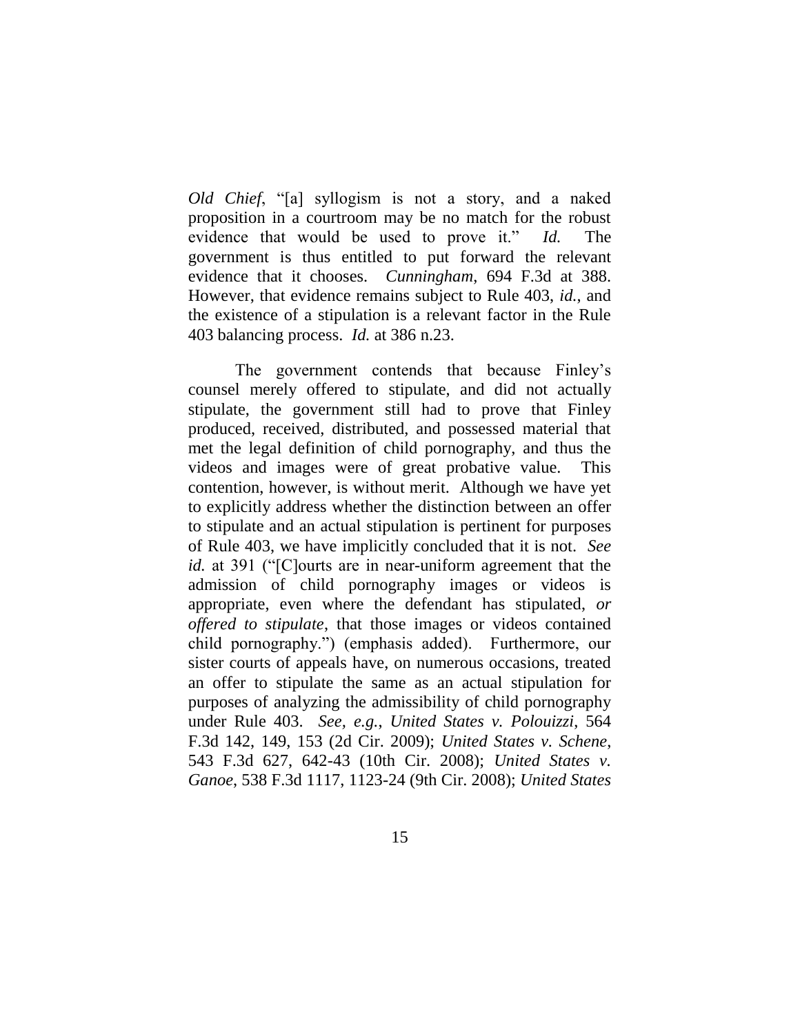*Old Chief*, "[a] syllogism is not a story, and a naked proposition in a courtroom may be no match for the robust evidence that would be used to prove it." *Id.* The government is thus entitled to put forward the relevant evidence that it chooses. *Cunningham*, 694 F.3d at 388. However, that evidence remains subject to Rule 403, *id.*, and the existence of a stipulation is a relevant factor in the Rule 403 balancing process. *Id.* at 386 n.23.

The government contends that because Finley's counsel merely offered to stipulate, and did not actually stipulate, the government still had to prove that Finley produced, received, distributed, and possessed material that met the legal definition of child pornography, and thus the videos and images were of great probative value. This contention, however, is without merit. Although we have yet to explicitly address whether the distinction between an offer to stipulate and an actual stipulation is pertinent for purposes of Rule 403, we have implicitly concluded that it is not. *See id.* at 391 ("[C]ourts are in near-uniform agreement that the admission of child pornography images or videos is appropriate, even where the defendant has stipulated, *or offered to stipulate*, that those images or videos contained child pornography.") (emphasis added). Furthermore, our sister courts of appeals have, on numerous occasions, treated an offer to stipulate the same as an actual stipulation for purposes of analyzing the admissibility of child pornography under Rule 403. *See, e.g.*, *United States v. Polouizzi*, 564 F.3d 142, 149, 153 (2d Cir. 2009); *United States v. Schene*, 543 F.3d 627, 642-43 (10th Cir. 2008); *United States v. Ganoe*, 538 F.3d 1117, 1123-24 (9th Cir. 2008); *United States*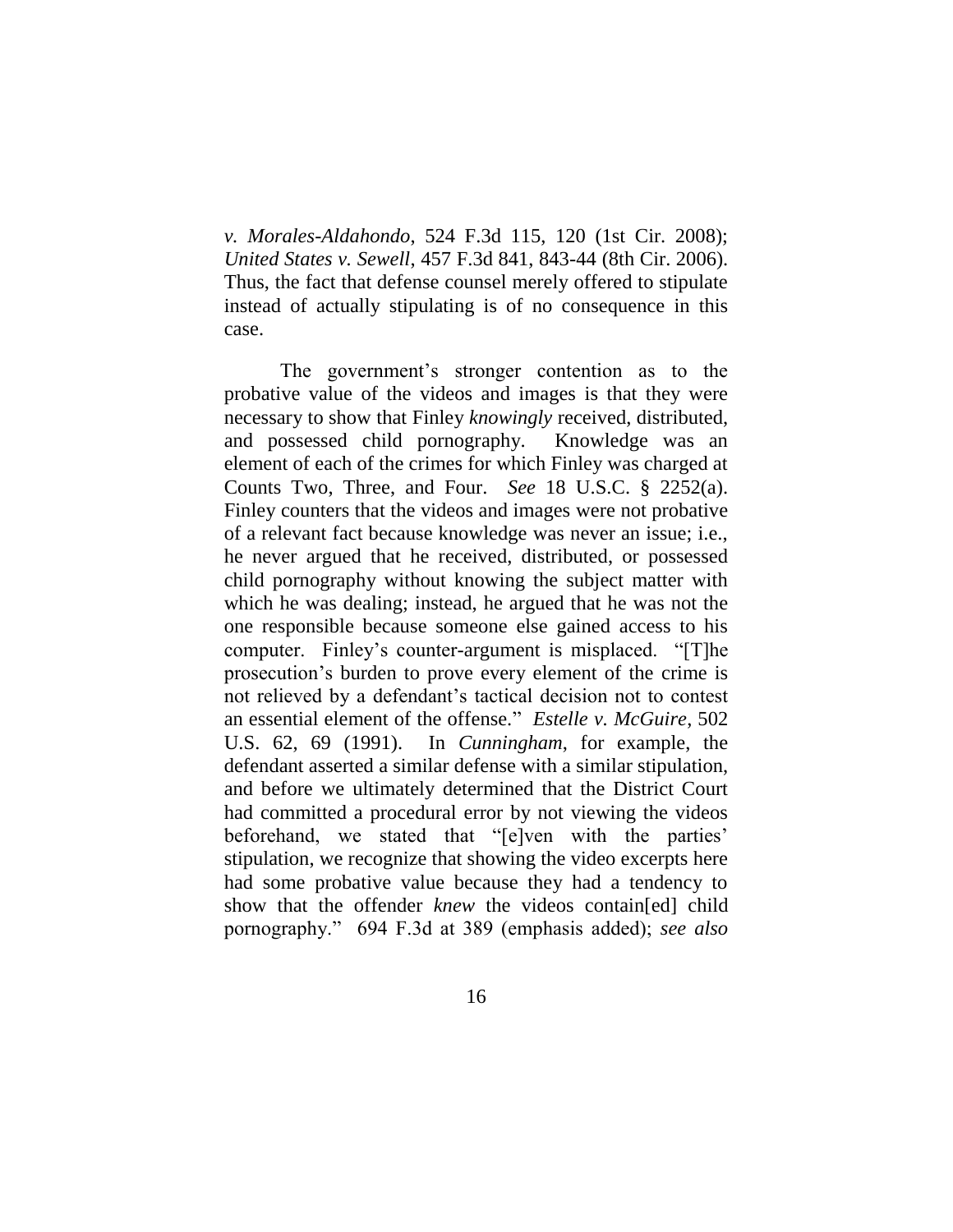*v. Morales-Aldahondo*, 524 F.3d 115, 120 (1st Cir. 2008); *United States v. Sewell*, 457 F.3d 841, 843-44 (8th Cir. 2006). Thus, the fact that defense counsel merely offered to stipulate instead of actually stipulating is of no consequence in this case.

The government's stronger contention as to the probative value of the videos and images is that they were necessary to show that Finley *knowingly* received, distributed, and possessed child pornography. Knowledge was an element of each of the crimes for which Finley was charged at Counts Two, Three, and Four. *See* 18 U.S.C. § 2252(a). Finley counters that the videos and images were not probative of a relevant fact because knowledge was never an issue; i.e., he never argued that he received, distributed, or possessed child pornography without knowing the subject matter with which he was dealing; instead, he argued that he was not the one responsible because someone else gained access to his computer. Finley's counter-argument is misplaced. "[T]he prosecution's burden to prove every element of the crime is not relieved by a defendant's tactical decision not to contest an essential element of the offense." *Estelle v. McGuire*, 502 U.S. 62, 69 (1991). In *Cunningham*, for example, the defendant asserted a similar defense with a similar stipulation, and before we ultimately determined that the District Court had committed a procedural error by not viewing the videos beforehand, we stated that "[e]ven with the parties' stipulation, we recognize that showing the video excerpts here had some probative value because they had a tendency to show that the offender *knew* the videos contain[ed] child pornography." 694 F.3d at 389 (emphasis added); *see also*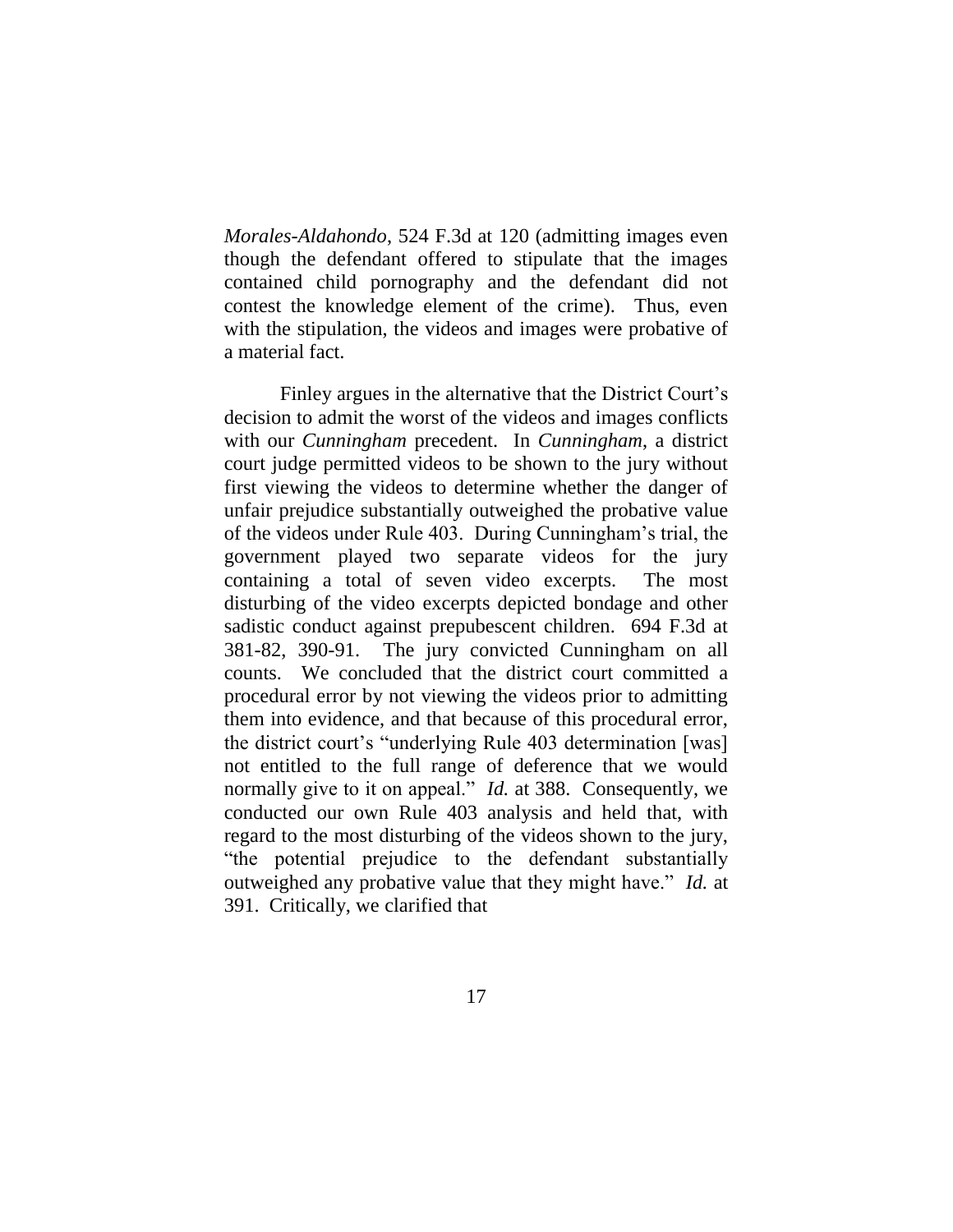*Morales-Aldahondo*, 524 F.3d at 120 (admitting images even though the defendant offered to stipulate that the images contained child pornography and the defendant did not contest the knowledge element of the crime). Thus, even with the stipulation, the videos and images were probative of a material fact.

Finley argues in the alternative that the District Court's decision to admit the worst of the videos and images conflicts with our *Cunningham* precedent. In *Cunningham*, a district court judge permitted videos to be shown to the jury without first viewing the videos to determine whether the danger of unfair prejudice substantially outweighed the probative value of the videos under Rule 403. During Cunningham's trial, the government played two separate videos for the jury containing a total of seven video excerpts. The most disturbing of the video excerpts depicted bondage and other sadistic conduct against prepubescent children. 694 F.3d at 381-82, 390-91. The jury convicted Cunningham on all counts. We concluded that the district court committed a procedural error by not viewing the videos prior to admitting them into evidence, and that because of this procedural error, the district court's "underlying Rule 403 determination [was] not entitled to the full range of deference that we would normally give to it on appeal." *Id.* at 388. Consequently, we conducted our own Rule 403 analysis and held that, with regard to the most disturbing of the videos shown to the jury, "the potential prejudice to the defendant substantially outweighed any probative value that they might have." *Id.* at 391. Critically, we clarified that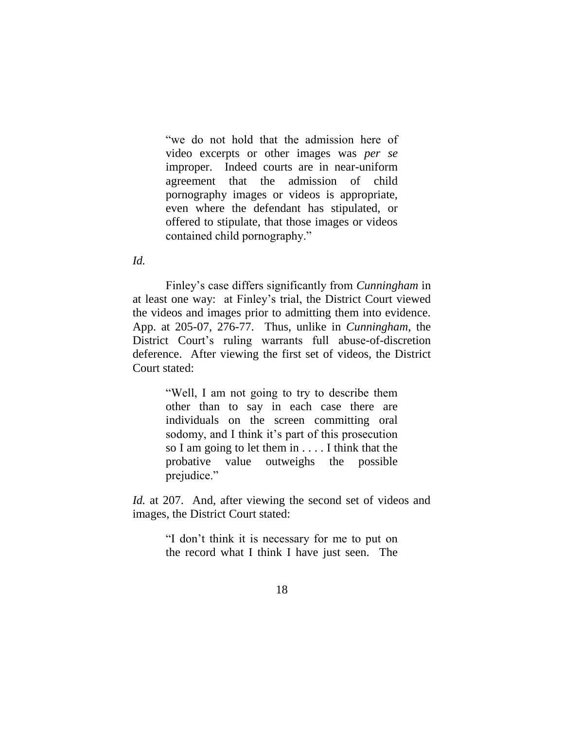> "we do not hold that the admission here of video excerpts or other images was *per se* improper. Indeed courts are in near-uniform agreement that the admission of child pornography images or videos is appropriate, even where the defendant has stipulated, or offered to stipulate, that those images or videos contained child pornography."

*Id.*

Finley's case differs significantly from *Cunningham* in at least one way: at Finley's trial, the District Court viewed the videos and images prior to admitting them into evidence. App. at 205-07, 276-77. Thus, unlike in *Cunningham*, the District Court's ruling warrants full abuse-of-discretion deference. After viewing the first set of videos, the District Court stated:

> "Well, I am not going to try to describe them other than to say in each case there are individuals on the screen committing oral sodomy, and I think it's part of this prosecution so I am going to let them in . . . . I think that the probative value outweighs the possible prejudice."

*Id.* at 207. And, after viewing the second set of videos and images, the District Court stated:

> "I don't think it is necessary for me to put on the record what I think I have just seen. The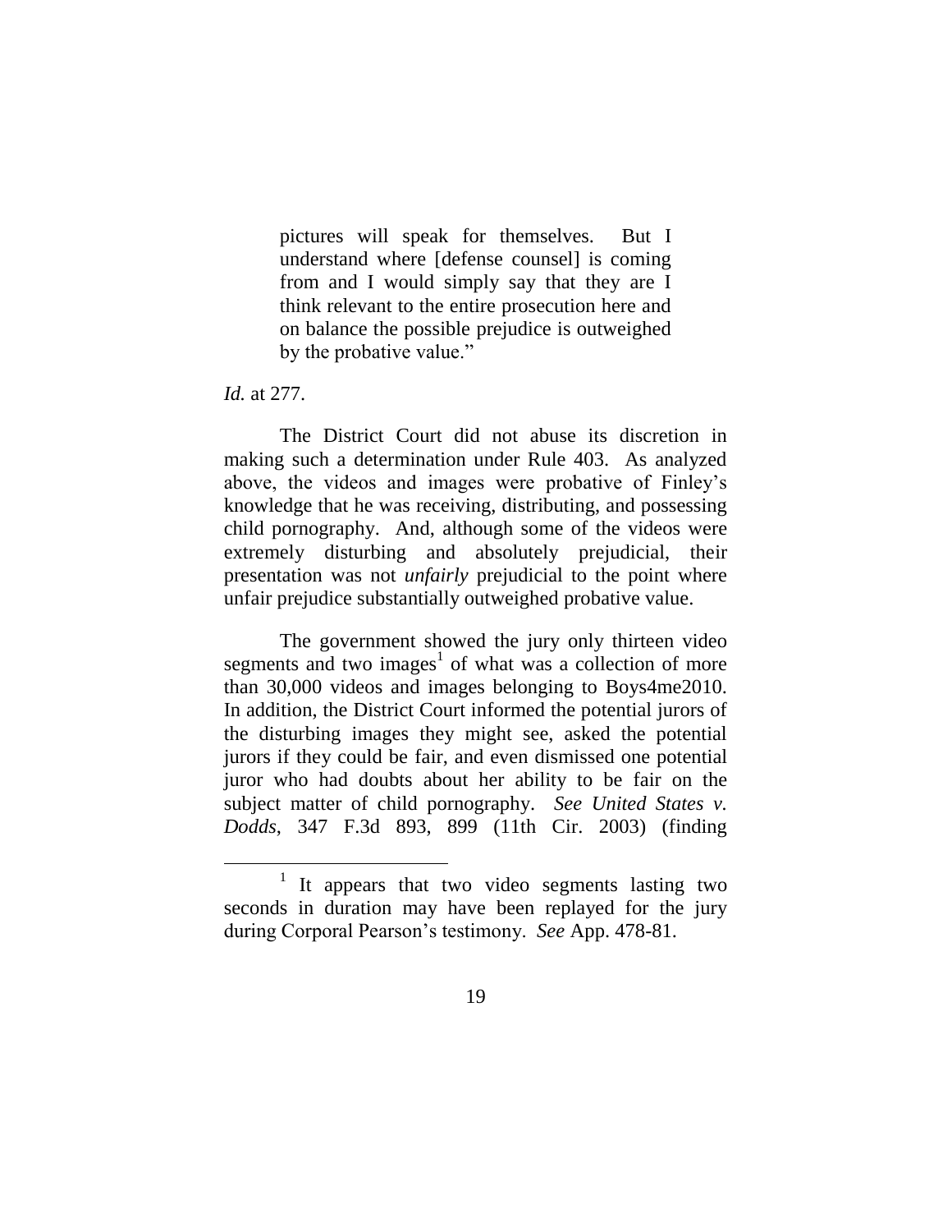> pictures will speak for themselves. But I understand where [defense counsel] is coming from and I would simply say that they are I think relevant to the entire prosecution here and on balance the possible prejudice is outweighed by the probative value."

*Id.* at 277.

The District Court did not abuse its discretion in making such a determination under Rule 403. As analyzed above, the videos and images were probative of Finley's knowledge that he was receiving, distributing, and possessing child pornography. And, although some of the videos were extremely disturbing and absolutely prejudicial, their presentation was not *unfairly* prejudicial to the point where unfair prejudice substantially outweighed probative value.

The government showed the jury only thirteen video segments and two images[1] of what was a collection of more than 30,000 videos and images belonging to Boys4me2010. In addition, the District Court informed the potential jurors of the disturbing images they might see, asked the potential jurors if they could be fair, and even dismissed one potential juror who had doubts about her ability to be fair on the subject matter of child pornography. *See United States v. Dodds*, 347 F.3d 893, 899 (11th Cir. 2003) (finding

---

[1] It appears that two video segments lasting two seconds in duration may have been replayed for the jury during Corporal Pearson's testimony. *See* App. 478-81.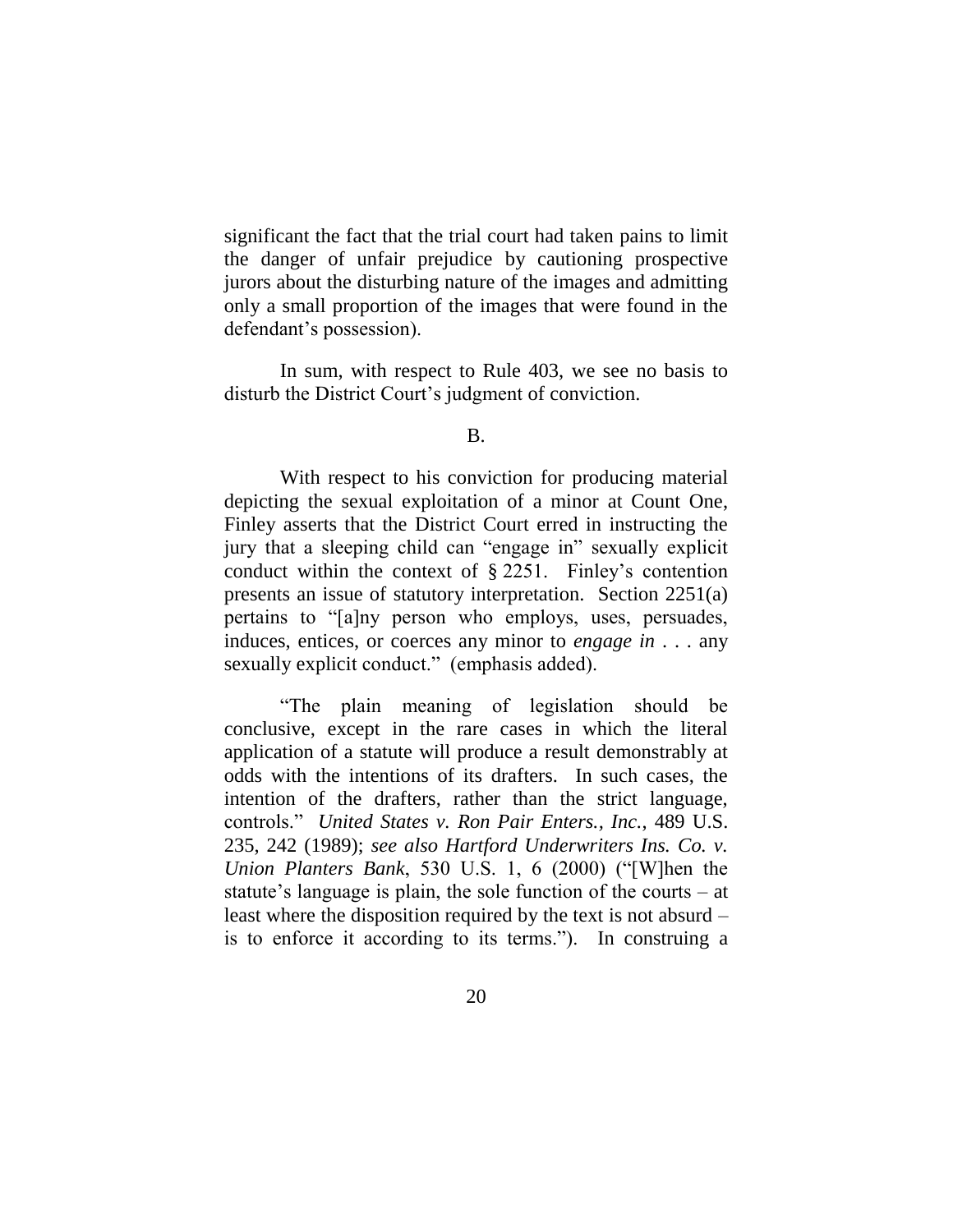significant the fact that the trial court had taken pains to limit the danger of unfair prejudice by cautioning prospective jurors about the disturbing nature of the images and admitting only a small proportion of the images that were found in the defendant's possession).

In sum, with respect to Rule 403, we see no basis to disturb the District Court's judgment of conviction.

B.

With respect to his conviction for producing material depicting the sexual exploitation of a minor at Count One, Finley asserts that the District Court erred in instructing the jury that a sleeping child can "engage in" sexually explicit conduct within the context of § 2251. Finley's contention presents an issue of statutory interpretation. Section 2251(a) pertains to "[a]ny person who employs, uses, persuades, induces, entices, or coerces any minor to *engage in* . . . any sexually explicit conduct." (emphasis added).

"The plain meaning of legislation should be conclusive, except in the rare cases in which the literal application of a statute will produce a result demonstrably at odds with the intentions of its drafters. In such cases, the intention of the drafters, rather than the strict language, controls." *United States v. Ron Pair Enters., Inc.*, 489 U.S. 235, 242 (1989); *see also Hartford Underwriters Ins. Co. v. Union Planters Bank*, 530 U.S. 1, 6 (2000) ("[W]hen the statute's language is plain, the sole function of the courts – at least where the disposition required by the text is not absurd – is to enforce it according to its terms."). In construing a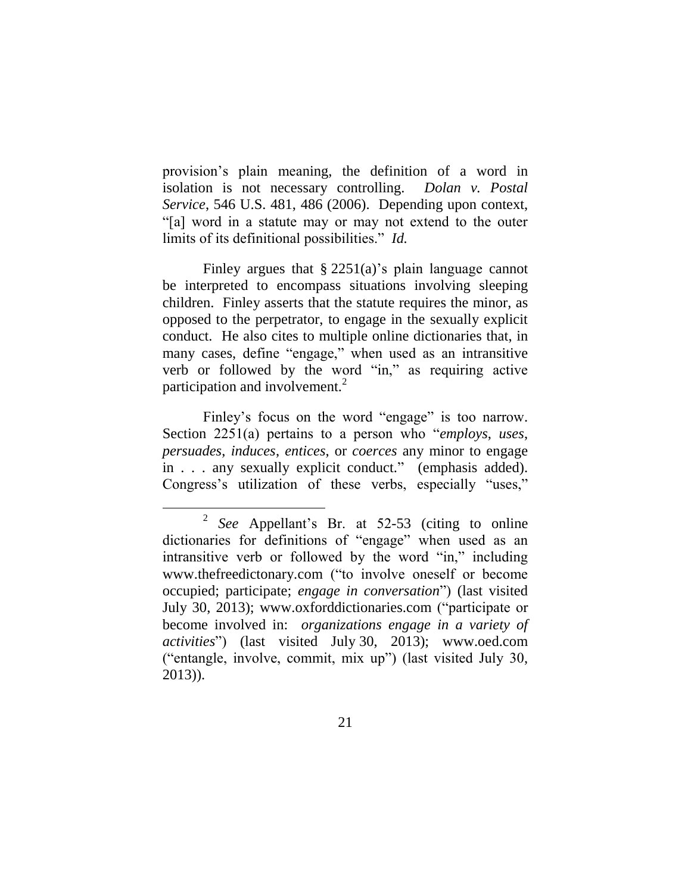provision's plain meaning, the definition of a word in isolation is not necessary controlling. *Dolan v. Postal Service*, 546 U.S. 481, 486 (2006). Depending upon context, "[a] word in a statute may or may not extend to the outer limits of its definitional possibilities." *Id.*

Finley argues that § 2251(a)'s plain language cannot be interpreted to encompass situations involving sleeping children. Finley asserts that the statute requires the minor, as opposed to the perpetrator, to engage in the sexually explicit conduct. He also cites to multiple online dictionaries that, in many cases, define "engage," when used as an intransitive verb or followed by the word "in," as requiring active participation and involvement.[2]

Finley's focus on the word "engage" is too narrow. Section 2251(a) pertains to a person who "*employs*, *uses*, *persuades*, *induces*, *entices*, or *coerces* any minor to engage in . . . any sexually explicit conduct." (emphasis added). Congress's utilization of these verbs, especially "uses,"

---

[2] *See* Appellant's Br. at 52-53 (citing to online dictionaries for definitions of "engage" when used as an intransitive verb or followed by the word "in," including www.thefreedictonary.com ("to involve oneself or become occupied; participate; *engage in conversation*") (last visited July 30, 2013); www.oxforddictionaries.com ("participate or become involved in: *organizations engage in a variety of activities*") (last visited July 30, 2013); www.oed.com ("entangle, involve, commit, mix up") (last visited July 30, 2013)).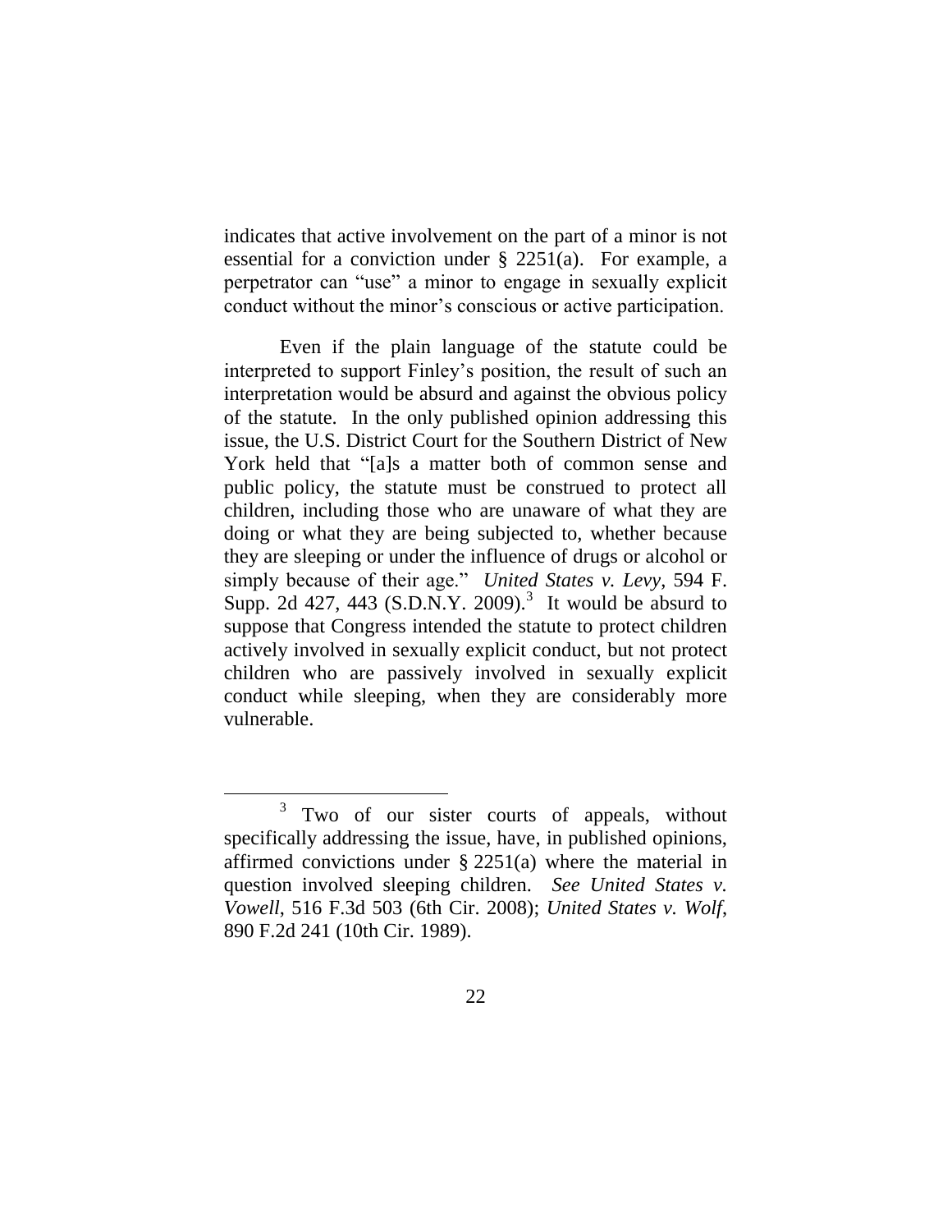indicates that active involvement on the part of a minor is not essential for a conviction under § 2251(a). For example, a perpetrator can "use" a minor to engage in sexually explicit conduct without the minor's conscious or active participation.

Even if the plain language of the statute could be interpreted to support Finley's position, the result of such an interpretation would be absurd and against the obvious policy of the statute. In the only published opinion addressing this issue, the U.S. District Court for the Southern District of New York held that "[a]s a matter both of common sense and public policy, the statute must be construed to protect all children, including those who are unaware of what they are doing or what they are being subjected to, whether because they are sleeping or under the influence of drugs or alcohol or simply because of their age." *United States v. Levy*, 594 F. Supp. 2d 427, 443 (S.D.N.Y. 2009).[3] It would be absurd to suppose that Congress intended the statute to protect children actively involved in sexually explicit conduct, but not protect children who are passively involved in sexually explicit conduct while sleeping, when they are considerably more vulnerable.

---

[3] Two of our sister courts of appeals, without specifically addressing the issue, have, in published opinions, affirmed convictions under § 2251(a) where the material in question involved sleeping children. *See United States v. Vowell*, 516 F.3d 503 (6th Cir. 2008); *United States v. Wolf*, 890 F.2d 241 (10th Cir. 1989).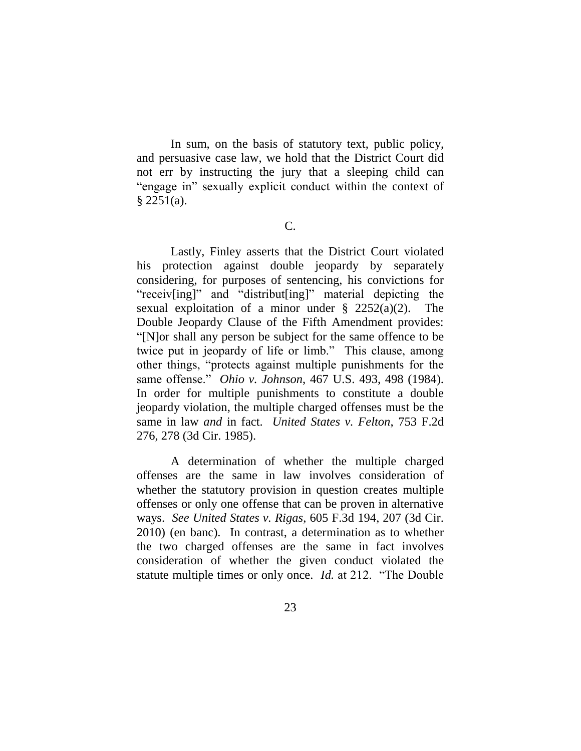In sum, on the basis of statutory text, public policy, and persuasive case law, we hold that the District Court did not err by instructing the jury that a sleeping child can "engage in" sexually explicit conduct within the context of § 2251(a).

C.

Lastly, Finley asserts that the District Court violated his protection against double jeopardy by separately considering, for purposes of sentencing, his convictions for "receiv[ing]" and "distribut[ing]" material depicting the sexual exploitation of a minor under § 2252(a)(2). The Double Jeopardy Clause of the Fifth Amendment provides: "[N]or shall any person be subject for the same offence to be twice put in jeopardy of life or limb." This clause, among other things, "protects against multiple punishments for the same offense." *Ohio v. Johnson*, 467 U.S. 493, 498 (1984). In order for multiple punishments to constitute a double jeopardy violation, the multiple charged offenses must be the same in law *and* in fact. *United States v. Felton*, 753 F.2d 276, 278 (3d Cir. 1985).

A determination of whether the multiple charged offenses are the same in law involves consideration of whether the statutory provision in question creates multiple offenses or only one offense that can be proven in alternative ways. *See United States v. Rigas*, 605 F.3d 194, 207 (3d Cir. 2010) (en banc). In contrast, a determination as to whether the two charged offenses are the same in fact involves consideration of whether the given conduct violated the statute multiple times or only once. *Id.* at 212. "The Double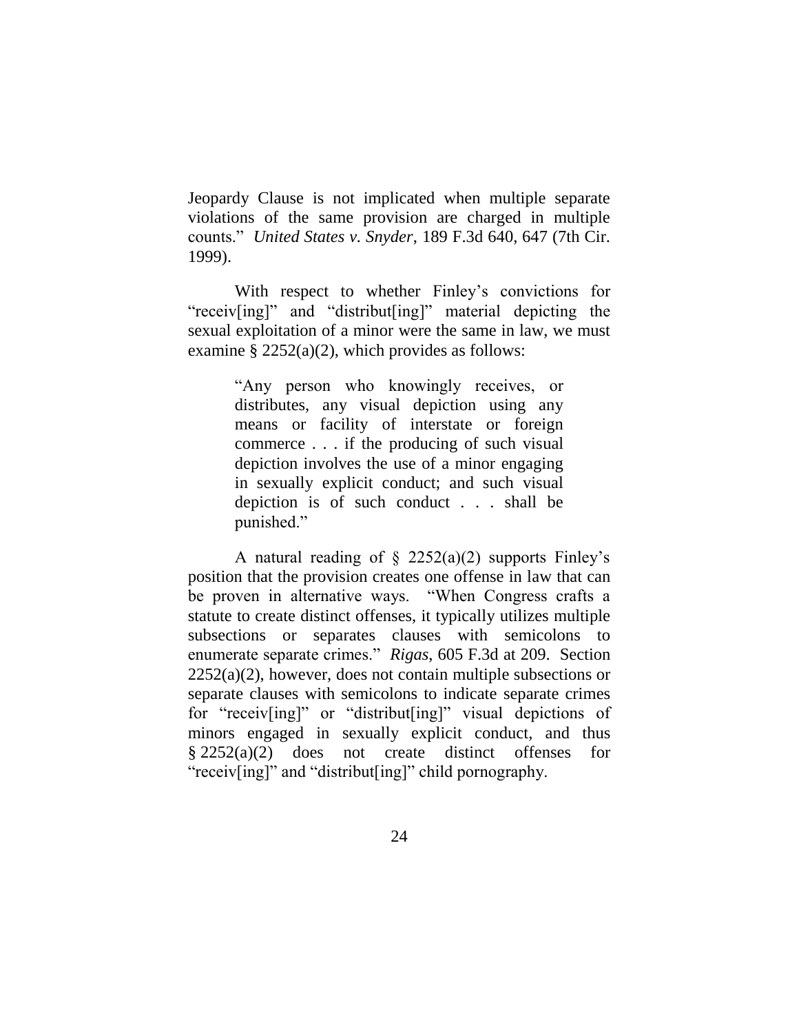Jeopardy Clause is not implicated when multiple separate violations of the same provision are charged in multiple counts." *United States v. Snyder*, 189 F.3d 640, 647 (7th Cir. 1999).

With respect to whether Finley's convictions for "receiv[ing]" and "distribut[ing]" material depicting the sexual exploitation of a minor were the same in law, we must examine § 2252(a)(2), which provides as follows:

> "Any person who knowingly receives, or distributes, any visual depiction using any means or facility of interstate or foreign commerce . . . if the producing of such visual depiction involves the use of a minor engaging in sexually explicit conduct; and such visual depiction is of such conduct . . . shall be punished."

A natural reading of § 2252(a)(2) supports Finley's position that the provision creates one offense in law that can be proven in alternative ways. "When Congress crafts a statute to create distinct offenses, it typically utilizes multiple subsections or separates clauses with semicolons to enumerate separate crimes." *Rigas*, 605 F.3d at 209. Section 2252(a)(2), however, does not contain multiple subsections or separate clauses with semicolons to indicate separate crimes for "receiv[ing]" or "distribut[ing]" visual depictions of minors engaged in sexually explicit conduct, and thus § 2252(a)(2) does not create distinct offenses for "receiv[ing]" and "distribut[ing]" child pornography.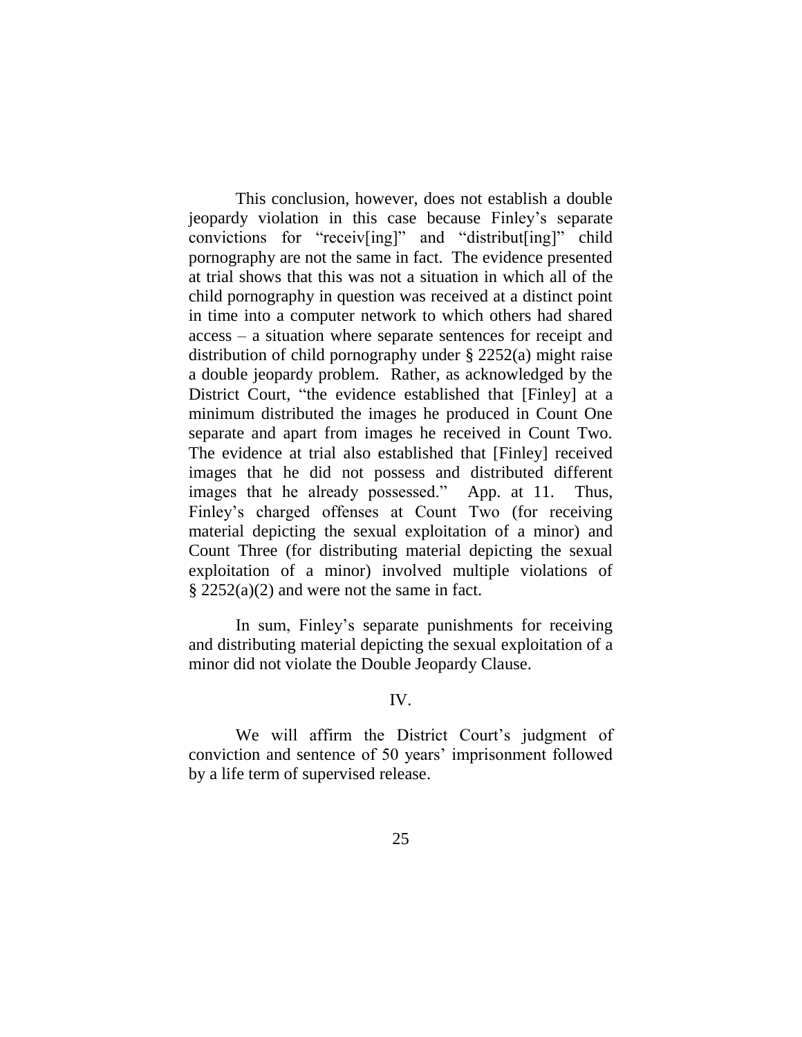This conclusion, however, does not establish a double jeopardy violation in this case because Finley's separate convictions for "receiv[ing]" and "distribut[ing]" child pornography are not the same in fact. The evidence presented at trial shows that this was not a situation in which all of the child pornography in question was received at a distinct point in time into a computer network to which others had shared access – a situation where separate sentences for receipt and distribution of child pornography under § 2252(a) might raise a double jeopardy problem. Rather, as acknowledged by the District Court, "the evidence established that [Finley] at a minimum distributed the images he produced in Count One separate and apart from images he received in Count Two. The evidence at trial also established that [Finley] received images that he did not possess and distributed different images that he already possessed." App. at 11. Thus, Finley's charged offenses at Count Two (for receiving material depicting the sexual exploitation of a minor) and Count Three (for distributing material depicting the sexual exploitation of a minor) involved multiple violations of § 2252(a)(2) and were not the same in fact.

In sum, Finley's separate punishments for receiving and distributing material depicting the sexual exploitation of a minor did not violate the Double Jeopardy Clause.

## IV.

We will affirm the District Court's judgment of conviction and sentence of 50 years' imprisonment followed by a life term of supervised release.